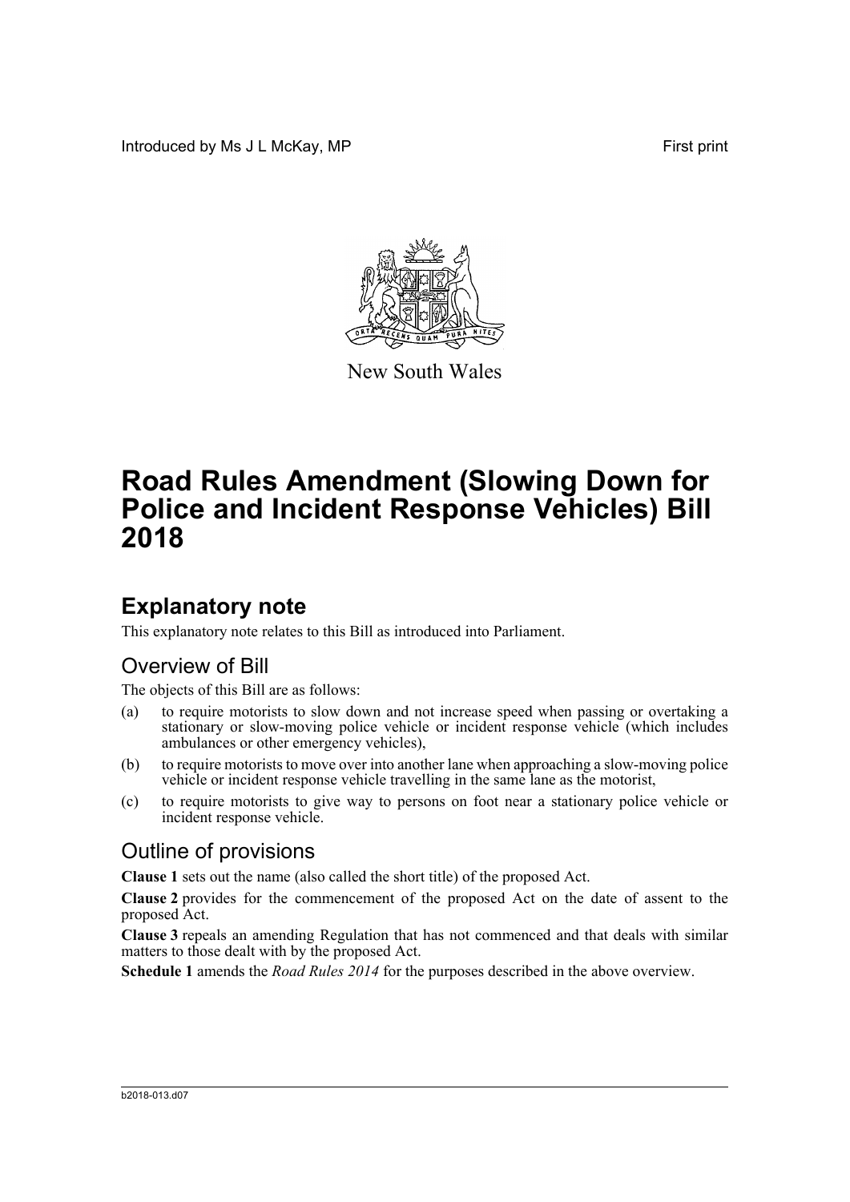Introduced by Ms J L McKay, MP First print

New South Wales

# Road Rules Amendment (Slowing Down for Police and Incident Response Vehicles) Bill 2018

## Explanatory note

This explanatory note relates to this Bill as introduced into Parliament.

### Overview of Bill

The objects of this Bill are as follows:

(a) to require motorists to slow down and not increase speed when passing or overtaking a stationary or slow-moving police vehicle or incident response vehicle (which includes ambulances or other emergency vehicles),

(b) to require motorists to move over into another lane when approaching a slow-moving police vehicle or incident response vehicle travelling in the same lane as the motorist,

(c) to require motorists to give way to persons on foot near a stationary police vehicle or incident response vehicle.

### Outline of provisions

**Clause 1** sets out the name (also called the short title) of the proposed Act.

**Clause 2** provides for the commencement of the proposed Act on the date of assent to the proposed Act.

**Clause 3** repeals an amending Regulation that has not commenced and that deals with similar matters to those dealt with by the proposed Act.

**Schedule 1** amends the *Road Rules 2014* for the purposes described in the above overview.

b2018-013.d07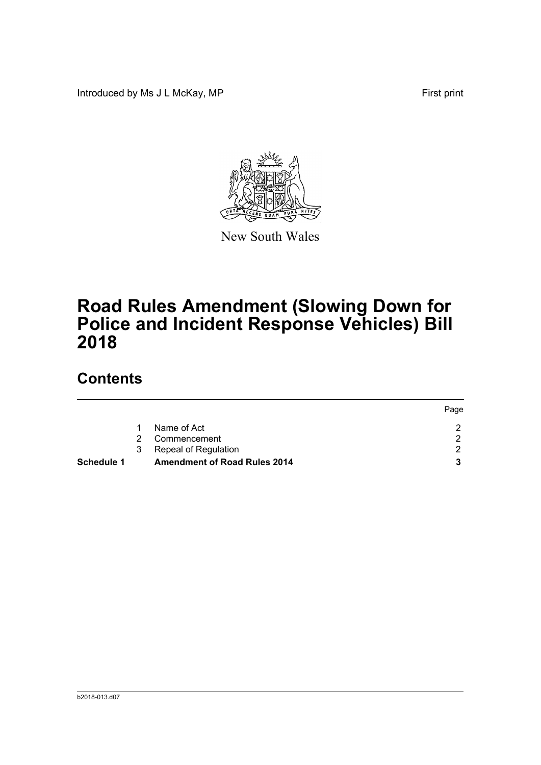Introduced by Ms J L McKay, MP First print

New South Wales

# Road Rules Amendment (Slowing Down for Police and Incident Response Vehicles) Bill 2018

## Contents

| | | | Page |
|---|---|---|---|
| | 1 | Name of Act | 2 |
| | 2 | Commencement | 2 |
| | 3 | Repeal of Regulation | 2 |
| **Schedule 1** | | **Amendment of Road Rules 2014** | **3** |

b2018-013.d07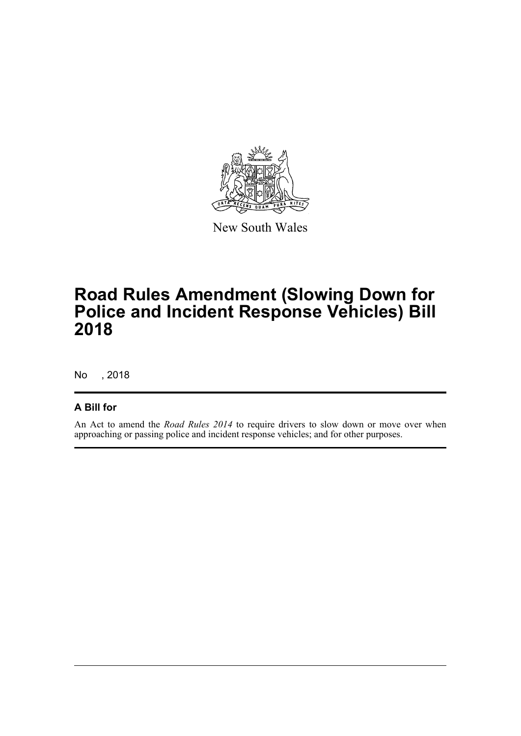New South Wales

# Road Rules Amendment (Slowing Down for Police and Incident Response Vehicles) Bill 2018

No , 2018

## A Bill for

An Act to amend the *Road Rules 2014* to require drivers to slow down or move over when approaching or passing police and incident response vehicles; and for other purposes.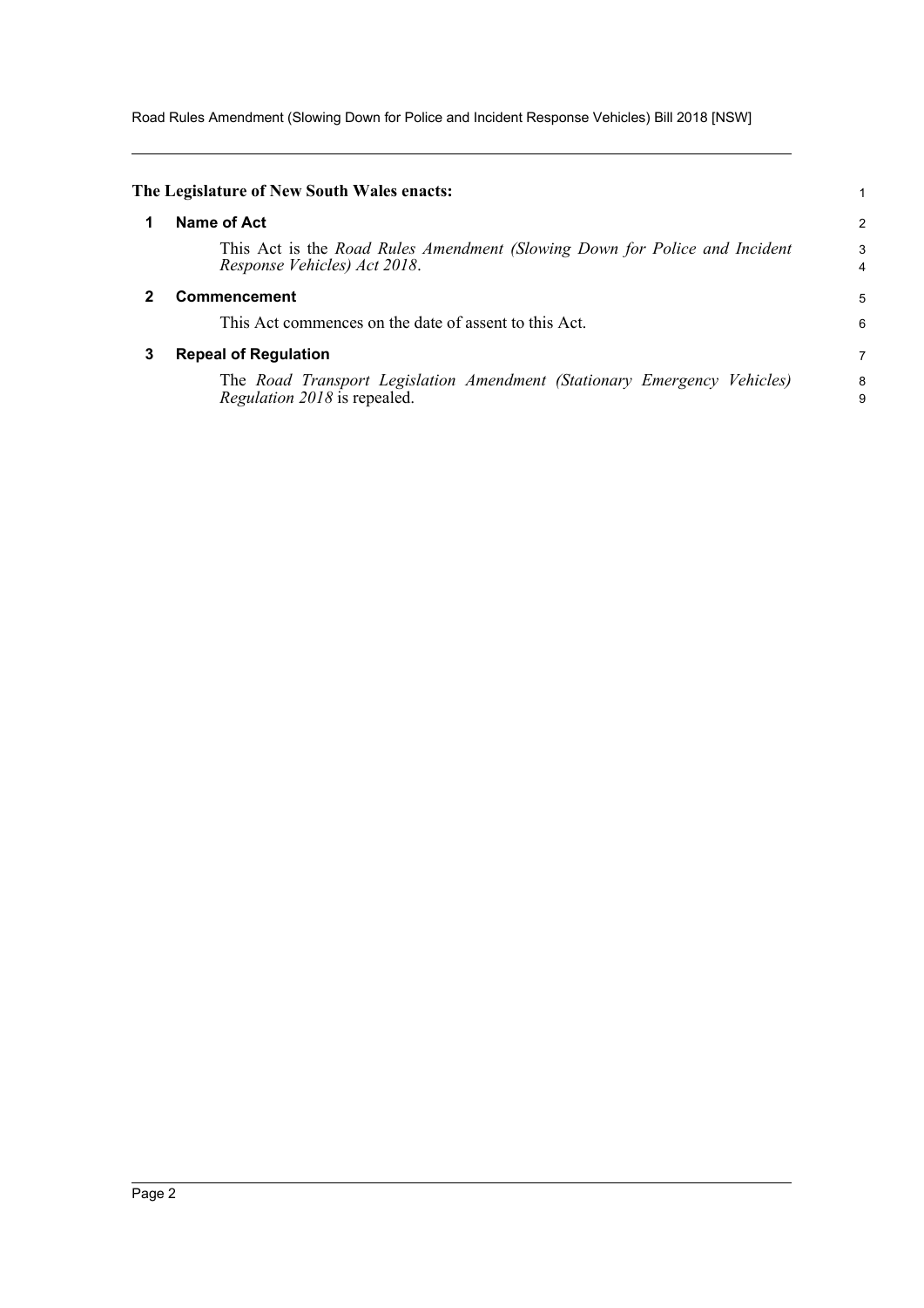**The Legislature of New South Wales enacts:**

## 1 Name of Act

This Act is the *Road Rules Amendment (Slowing Down for Police and Incident Response Vehicles) Act 2018*.

## 2 Commencement

This Act commences on the date of assent to this Act.

## 3 Repeal of Regulation

The *Road Transport Legislation Amendment (Stationary Emergency Vehicles) Regulation 2018* is repealed.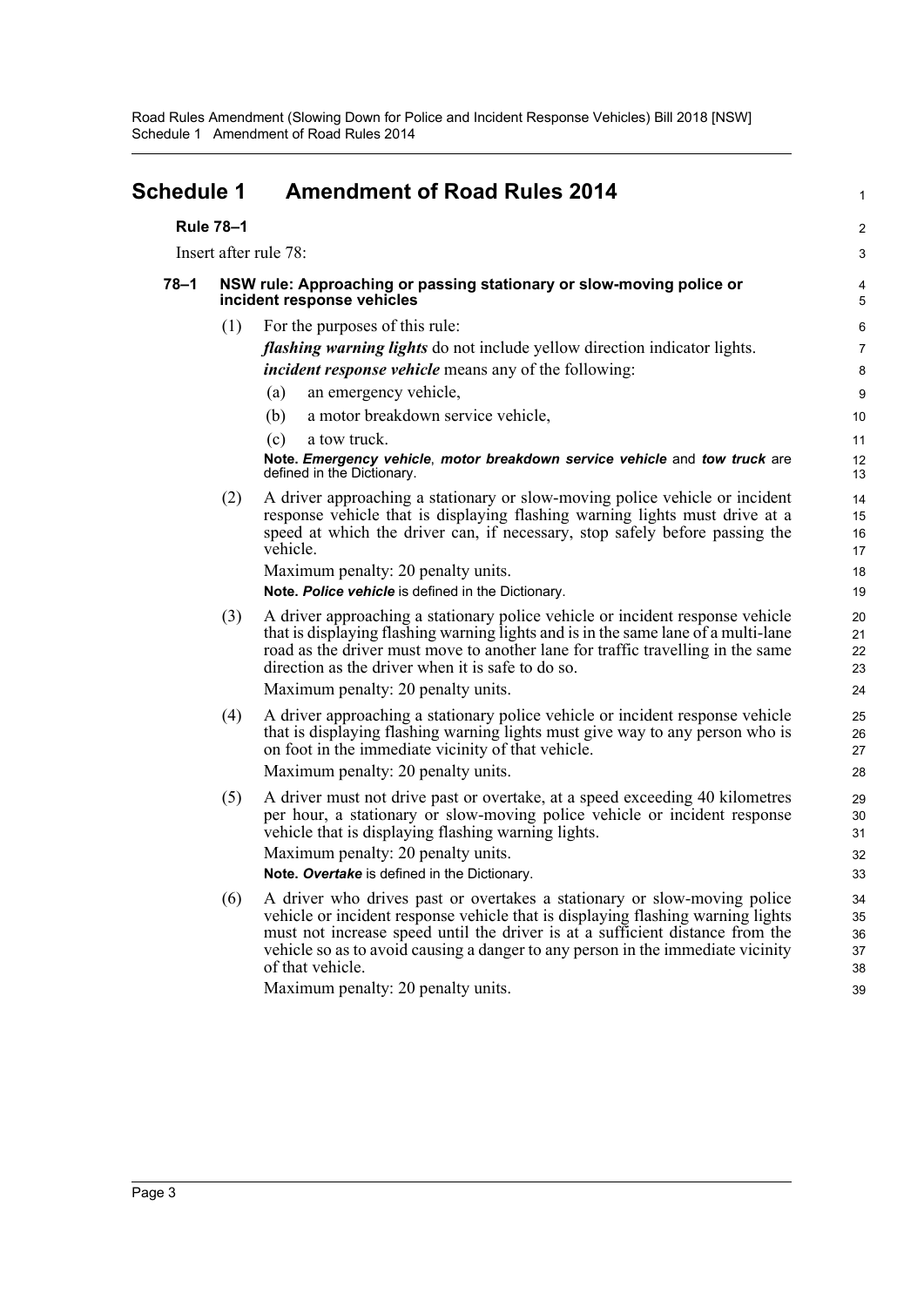# Schedule 1 Amendment of Road Rules 2014

**Rule 78–1**

Insert after rule 78:

**78–1 NSW rule: Approaching or passing stationary or slow-moving police or incident response vehicles**

(1) For the purposes of this rule:

***flashing warning lights*** do not include yellow direction indicator lights.

***incident response vehicle*** means any of the following:

(a) an emergency vehicle,

(b) a motor breakdown service vehicle,

(c) a tow truck.

**Note.** ***Emergency vehicle***, ***motor breakdown service vehicle*** and ***tow truck*** are defined in the Dictionary.

(2) A driver approaching a stationary or slow-moving police vehicle or incident response vehicle that is displaying flashing warning lights must drive at a speed at which the driver can, if necessary, stop safely before passing the vehicle.

Maximum penalty: 20 penalty units.

**Note.** ***Police vehicle*** is defined in the Dictionary.

(3) A driver approaching a stationary police vehicle or incident response vehicle that is displaying flashing warning lights and is in the same lane of a multi-lane road as the driver must move to another lane for traffic travelling in the same direction as the driver when it is safe to do so.

Maximum penalty: 20 penalty units.

(4) A driver approaching a stationary police vehicle or incident response vehicle that is displaying flashing warning lights must give way to any person who is on foot in the immediate vicinity of that vehicle.

Maximum penalty: 20 penalty units.

(5) A driver must not drive past or overtake, at a speed exceeding 40 kilometres per hour, a stationary or slow-moving police vehicle or incident response vehicle that is displaying flashing warning lights.

Maximum penalty: 20 penalty units.

**Note.** ***Overtake*** is defined in the Dictionary.

(6) A driver who drives past or overtakes a stationary or slow-moving police vehicle or incident response vehicle that is displaying flashing warning lights must not increase speed until the driver is at a sufficient distance from the vehicle so as to avoid causing a danger to any person in the immediate vicinity of that vehicle.

Maximum penalty: 20 penalty units.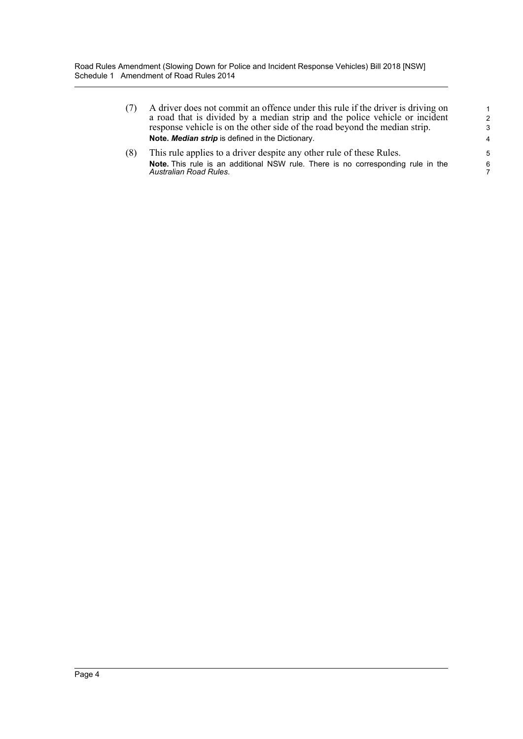(7) A driver does not commit an offence under this rule if the driver is driving on a road that is divided by a median strip and the police vehicle or incident response vehicle is on the other side of the road beyond the median strip.

**Note.** ***Median strip*** is defined in the Dictionary.

(8) This rule applies to a driver despite any other rule of these Rules.

**Note.** This rule is an additional NSW rule. There is no corresponding rule in the *Australian Road Rules*.